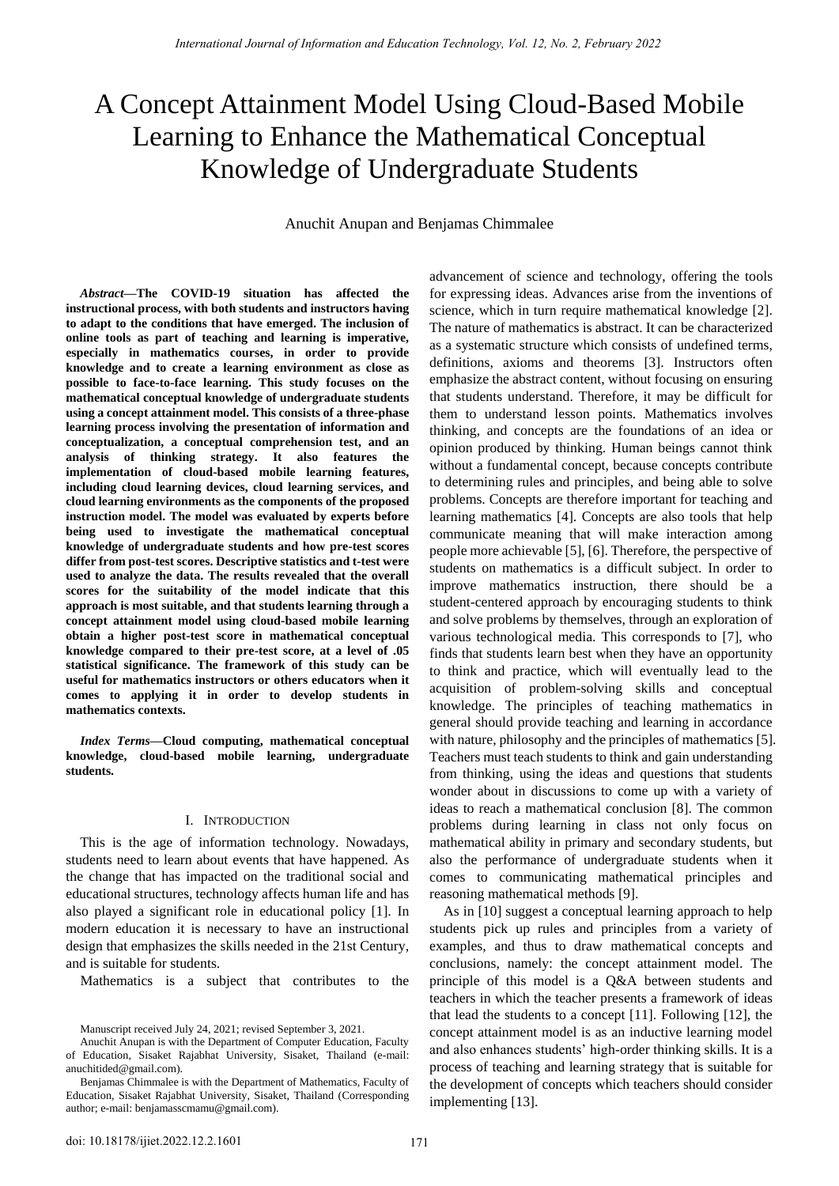# A Concept Attainment Model Using Cloud-Based Mobile Learning to Enhance the Mathematical Conceptual Knowledge of Undergraduate Students

Anuchit Anupan and Benjamas Chimmalee

***Abstract*—The COVID-19 situation has affected the instructional process, with both students and instructors having to adapt to the conditions that have emerged. The inclusion of online tools as part of teaching and learning is imperative, especially in mathematics courses, in order to provide knowledge and to create a learning environment as close as possible to face-to-face learning. This study focuses on the mathematical conceptual knowledge of undergraduate students using a concept attainment model. This consists of a three-phase learning process involving the presentation of information and conceptualization, a conceptual comprehension test, and an analysis of thinking strategy. It also features the implementation of cloud-based mobile learning features, including cloud learning devices, cloud learning services, and cloud learning environments as the components of the proposed instruction model. The model was evaluated by experts before being used to investigate the mathematical conceptual knowledge of undergraduate students and how pre-test scores differ from post-test scores. Descriptive statistics and t-test were used to analyze the data. The results revealed that the overall scores for the suitability of the model indicate that this approach is most suitable, and that students learning through a concept attainment model using cloud-based mobile learning obtain a higher post-test score in mathematical conceptual knowledge compared to their pre-test score, at a level of .05 statistical significance. The framework of this study can be useful for mathematics instructors or others educators when it comes to applying it in order to develop students in mathematics contexts.**

***Index Terms*—Cloud computing, mathematical conceptual knowledge, cloud-based mobile learning, undergraduate students.**

## I. Introduction

This is the age of information technology. Nowadays, students need to learn about events that have happened. As the change that has impacted on the traditional social and educational structures, technology affects human life and has also played a significant role in educational policy [1]. In modern education it is necessary to have an instructional design that emphasizes the skills needed in the 21st Century, and is suitable for students.

Mathematics is a subject that contributes to the advancement of science and technology, offering the tools for expressing ideas. Advances arise from the inventions of science, which in turn require mathematical knowledge [2]. The nature of mathematics is abstract. It can be characterized as a systematic structure which consists of undefined terms, definitions, axioms and theorems [3]. Instructors often emphasize the abstract content, without focusing on ensuring that students understand. Therefore, it may be difficult for them to understand lesson points. Mathematics involves thinking, and concepts are the foundations of an idea or opinion produced by thinking. Human beings cannot think without a fundamental concept, because concepts contribute to determining rules and principles, and being able to solve problems. Concepts are therefore important for teaching and learning mathematics [4]. Concepts are also tools that help communicate meaning that will make interaction among people more achievable [5], [6]. Therefore, the perspective of students on mathematics is a difficult subject. In order to improve mathematics instruction, there should be a student-centered approach by encouraging students to think and solve problems by themselves, through an exploration of various technological media. This corresponds to [7], who finds that students learn best when they have an opportunity to think and practice, which will eventually lead to the acquisition of problem-solving skills and conceptual knowledge. The principles of teaching mathematics in general should provide teaching and learning in accordance with nature, philosophy and the principles of mathematics [5]. Teachers must teach students to think and gain understanding from thinking, using the ideas and questions that students wonder about in discussions to come up with a variety of ideas to reach a mathematical conclusion [8]. The common problems during learning in class not only focus on mathematical ability in primary and secondary students, but also the performance of undergraduate students when it comes to communicating mathematical principles and reasoning mathematical methods [9].

As in [10] suggest a conceptual learning approach to help students pick up rules and principles from a variety of examples, and thus to draw mathematical concepts and conclusions, namely: the concept attainment model. The principle of this model is a Q&A between students and teachers in which the teacher presents a framework of ideas that lead the students to a concept [11]. Following [12], the concept attainment model is as an inductive learning model and also enhances students' high-order thinking skills. It is a process of teaching and learning strategy that is suitable for the development of concepts which teachers should consider implementing [13].

Manuscript received July 24, 2021; revised September 3, 2021.

Anuchit Anupan is with the Department of Computer Education, Faculty of Education, Sisaket Rajabhat University, Sisaket, Thailand (e-mail: anuchitided@gmail.com).

Benjamas Chimmalee is with the Department of Mathematics, Faculty of Education, Sisaket Rajabhat University, Sisaket, Thailand (Corresponding author; e-mail: benjamasscmamu@gmail.com).

doi: 10.18178/ijiet.2022.12.2.1601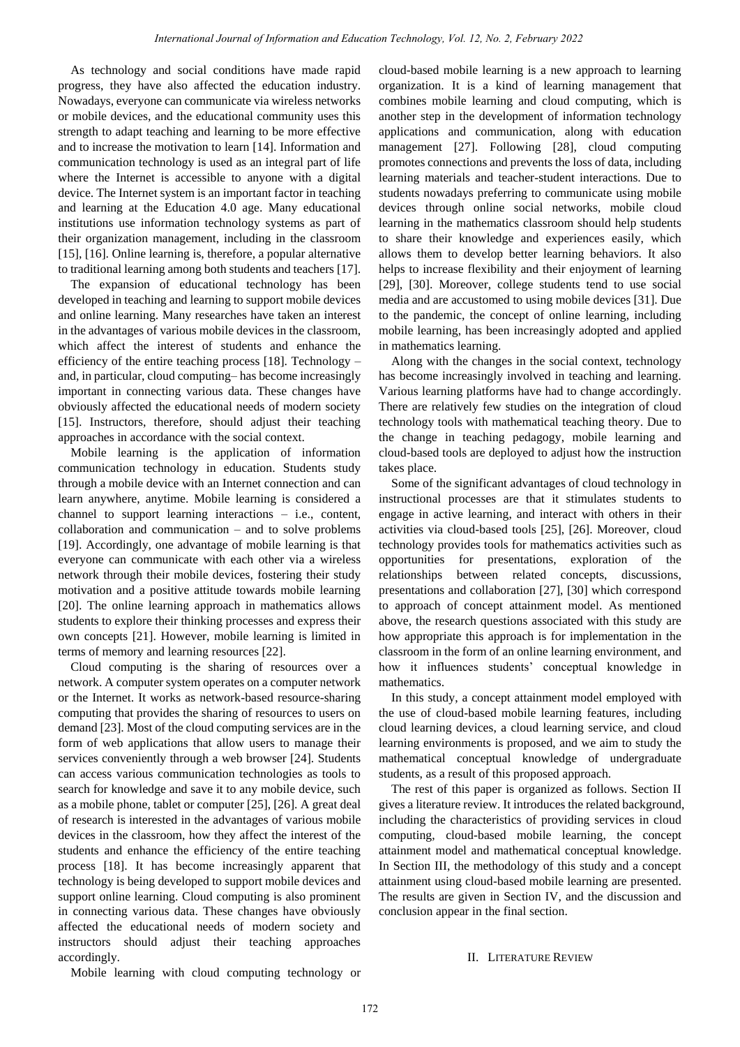As technology and social conditions have made rapid progress, they have also affected the education industry. Nowadays, everyone can communicate via wireless networks or mobile devices, and the educational community uses this strength to adapt teaching and learning to be more effective and to increase the motivation to learn [14]. Information and communication technology is used as an integral part of life where the Internet is accessible to anyone with a digital device. The Internet system is an important factor in teaching and learning at the Education 4.0 age. Many educational institutions use information technology systems as part of their organization management, including in the classroom [15], [16]. Online learning is, therefore, a popular alternative to traditional learning among both students and teachers [17].

The expansion of educational technology has been developed in teaching and learning to support mobile devices and online learning. Many researches have taken an interest in the advantages of various mobile devices in the classroom, which affect the interest of students and enhance the efficiency of the entire teaching process [18]. Technology – and, in particular, cloud computing– has become increasingly important in connecting various data. These changes have obviously affected the educational needs of modern society [15]. Instructors, therefore, should adjust their teaching approaches in accordance with the social context.

Mobile learning is the application of information communication technology in education. Students study through a mobile device with an Internet connection and can learn anywhere, anytime. Mobile learning is considered a channel to support learning interactions – i.e., content, collaboration and communication – and to solve problems [19]. Accordingly, one advantage of mobile learning is that everyone can communicate with each other via a wireless network through their mobile devices, fostering their study motivation and a positive attitude towards mobile learning [20]. The online learning approach in mathematics allows students to explore their thinking processes and express their own concepts [21]. However, mobile learning is limited in terms of memory and learning resources [22].

Cloud computing is the sharing of resources over a network. A computer system operates on a computer network or the Internet. It works as network-based resource-sharing computing that provides the sharing of resources to users on demand [23]. Most of the cloud computing services are in the form of web applications that allow users to manage their services conveniently through a web browser [24]. Students can access various communication technologies as tools to search for knowledge and save it to any mobile device, such as a mobile phone, tablet or computer [25], [26]. A great deal of research is interested in the advantages of various mobile devices in the classroom, how they affect the interest of the students and enhance the efficiency of the entire teaching process [18]. It has become increasingly apparent that technology is being developed to support mobile devices and support online learning. Cloud computing is also prominent in connecting various data. These changes have obviously affected the educational needs of modern society and instructors should adjust their teaching approaches accordingly.

Mobile learning with cloud computing technology or cloud-based mobile learning is a new approach to learning organization. It is a kind of learning management that combines mobile learning and cloud computing, which is another step in the development of information technology applications and communication, along with education management [27]. Following [28], cloud computing promotes connections and prevents the loss of data, including learning materials and teacher-student interactions. Due to students nowadays preferring to communicate using mobile devices through online social networks, mobile cloud learning in the mathematics classroom should help students to share their knowledge and experiences easily, which allows them to develop better learning behaviors. It also helps to increase flexibility and their enjoyment of learning [29], [30]. Moreover, college students tend to use social media and are accustomed to using mobile devices [31]. Due to the pandemic, the concept of online learning, including mobile learning, has been increasingly adopted and applied in mathematics learning.

Along with the changes in the social context, technology has become increasingly involved in teaching and learning. Various learning platforms have had to change accordingly. There are relatively few studies on the integration of cloud technology tools with mathematical teaching theory. Due to the change in teaching pedagogy, mobile learning and cloud-based tools are deployed to adjust how the instruction takes place.

Some of the significant advantages of cloud technology in instructional processes are that it stimulates students to engage in active learning, and interact with others in their activities via cloud-based tools [25], [26]. Moreover, cloud technology provides tools for mathematics activities such as opportunities for presentations, exploration of the relationships between related concepts, discussions, presentations and collaboration [27], [30] which correspond to approach of concept attainment model. As mentioned above, the research questions associated with this study are how appropriate this approach is for implementation in the classroom in the form of an online learning environment, and how it influences students' conceptual knowledge in mathematics.

In this study, a concept attainment model employed with the use of cloud-based mobile learning features, including cloud learning devices, a cloud learning service, and cloud learning environments is proposed, and we aim to study the mathematical conceptual knowledge of undergraduate students, as a result of this proposed approach.

The rest of this paper is organized as follows. Section II gives a literature review. It introduces the related background, including the characteristics of providing services in cloud computing, cloud-based mobile learning, the concept attainment model and mathematical conceptual knowledge. In Section III, the methodology of this study and a concept attainment using cloud-based mobile learning are presented. The results are given in Section IV, and the discussion and conclusion appear in the final section.

## II. Literature Review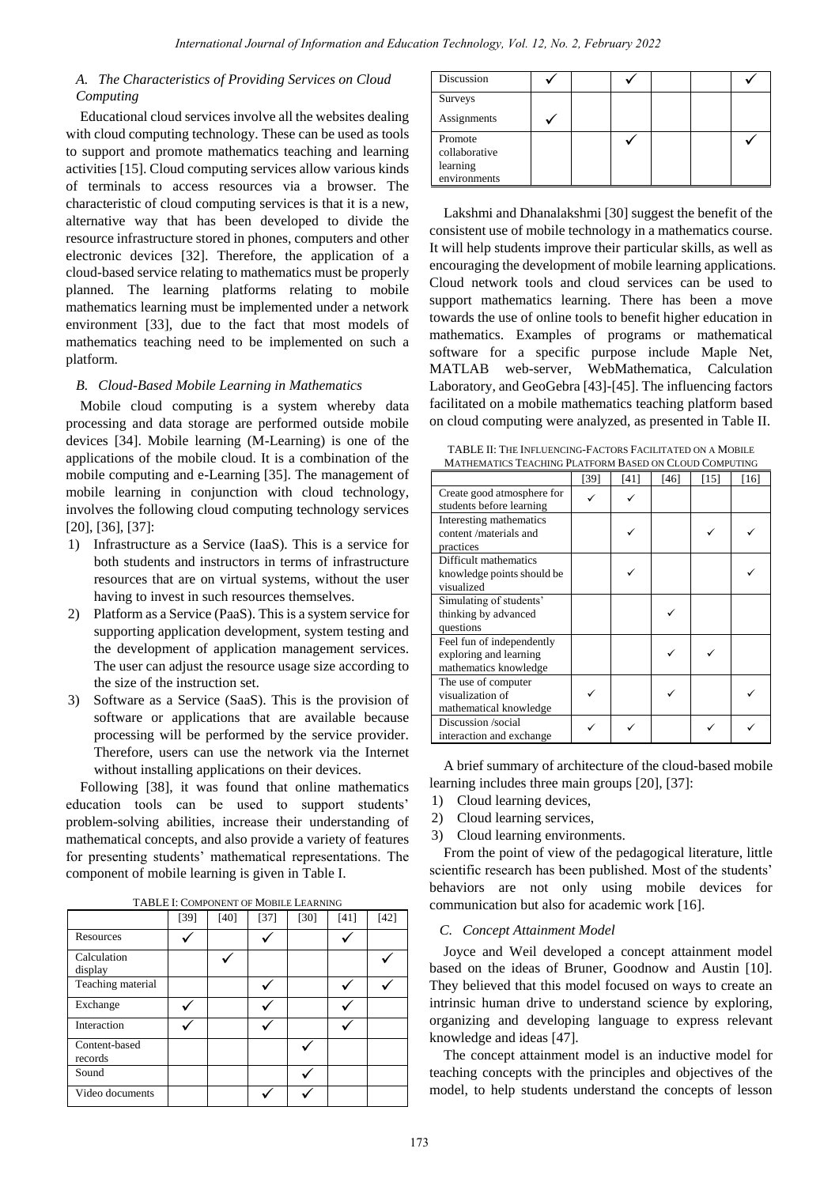### A. The Characteristics of Providing Services on Cloud Computing

Educational cloud services involve all the websites dealing with cloud computing technology. These can be used as tools to support and promote mathematics teaching and learning activities [15]. Cloud computing services allow various kinds of terminals to access resources via a browser. The characteristic of cloud computing services is that it is a new, alternative way that has been developed to divide the resource infrastructure stored in phones, computers and other electronic devices [32]. Therefore, the application of a cloud-based service relating to mathematics must be properly planned. The learning platforms relating to mobile mathematics learning must be implemented under a network environment [33], due to the fact that most models of mathematics teaching need to be implemented on such a platform.

### B. Cloud-Based Mobile Learning in Mathematics

Mobile cloud computing is a system whereby data processing and data storage are performed outside mobile devices [34]. Mobile learning (M-Learning) is one of the applications of the mobile cloud. It is a combination of the mobile computing and e-Learning [35]. The management of mobile learning in conjunction with cloud technology, involves the following cloud computing technology services [20], [36], [37]:

1) Infrastructure as a Service (IaaS). This is a service for both students and instructors in terms of infrastructure resources that are on virtual systems, without the user having to invest in such resources themselves.
2) Platform as a Service (PaaS). This is a system service for supporting application development, system testing and the development of application management services. The user can adjust the resource usage size according to the size of the instruction set.
3) Software as a Service (SaaS). This is the provision of software or applications that are available because processing will be performed by the service provider. Therefore, users can use the network via the Internet without installing applications on their devices.

Following [38], it was found that online mathematics education tools can be used to support students' problem-solving abilities, increase their understanding of mathematical concepts, and also provide a variety of features for presenting students' mathematical representations. The component of mobile learning is given in Table I.

TABLE I: COMPONENT OF MOBILE LEARNING

| | [39] | [40] | [37] | [30] | [41] | [42] |
|---|---|---|---|---|---|---|
| Resources | ✓ | | ✓ | | ✓ | |
| Calculation display | | ✓ | | | | ✓ |
| Teaching material | | | ✓ | | ✓ | ✓ |
| Exchange | ✓ | | ✓ | | ✓ | |
| Interaction | ✓ | | ✓ | | ✓ | |
| Content-based records | | | | ✓ | | |
| Sound | | | | ✓ | | |
| Video documents | | | ✓ | ✓ | | |
| Discussion | ✓ | | ✓ | | | ✓ |
| Surveys | | | | | | |
| Assignments | ✓ | | | | | |
| Promote collaborative learning environments | | | ✓ | | | ✓ |

Lakshmi and Dhanalakshmi [30] suggest the benefit of the consistent use of mobile technology in a mathematics course. It will help students improve their particular skills, as well as encouraging the development of mobile learning applications. Cloud network tools and cloud services can be used to support mathematics learning. There has been a move towards the use of online tools to benefit higher education in mathematics. Examples of programs or mathematical software for a specific purpose include Maple Net, MATLAB web-server, WebMathematica, Calculation Laboratory, and GeoGebra [43]-[45]. The influencing factors facilitated on a mobile mathematics teaching platform based on cloud computing were analyzed, as presented in Table II.

TABLE II: THE INFLUENCING-FACTORS FACILITATED ON A MOBILE MATHEMATICS TEACHING PLATFORM BASED ON CLOUD COMPUTING

| | [39] | [41] | [46] | [15] | [16] |
|---|---|---|---|---|---|
| Create good atmosphere for students before learning | ✓ | ✓ | | | |
| Interesting mathematics content /materials and practices | | ✓ | | ✓ | ✓ |
| Difficult mathematics knowledge points should be visualized | | ✓ | | | ✓ |
| Simulating of students' thinking by advanced questions | | | ✓ | | |
| Feel fun of independently exploring and learning mathematics knowledge | | | ✓ | ✓ | |
| The use of computer visualization of mathematical knowledge | ✓ | | ✓ | | ✓ |
| Discussion /social interaction and exchange | ✓ | ✓ | | ✓ | ✓ |

A brief summary of architecture of the cloud-based mobile learning includes three main groups [20], [37]:

1) Cloud learning devices,
2) Cloud learning services,
3) Cloud learning environments.

From the point of view of the pedagogical literature, little scientific research has been published. Most of the students' behaviors are not only using mobile devices for communication but also for academic work [16].

### C. Concept Attainment Model

Joyce and Weil developed a concept attainment model based on the ideas of Bruner, Goodnow and Austin [10]. They believed that this model focused on ways to create an intrinsic human drive to understand science by exploring, organizing and developing language to express relevant knowledge and ideas [47].

The concept attainment model is an inductive model for teaching concepts with the principles and objectives of the model, to help students understand the concepts of lesson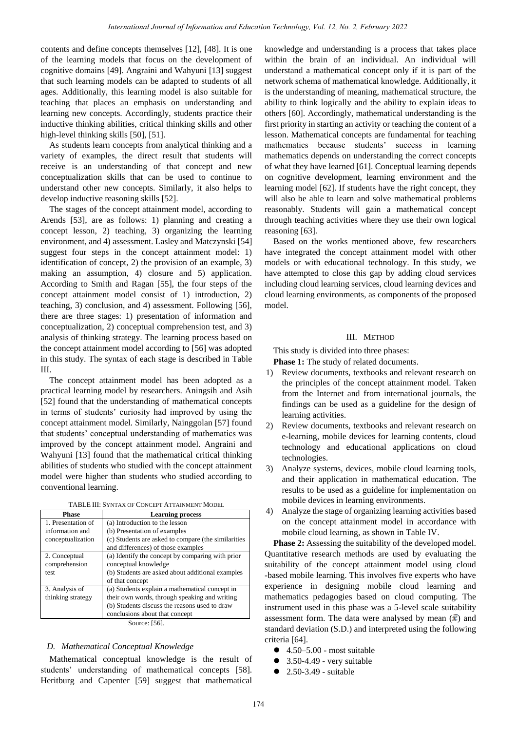contents and define concepts themselves [12], [48]. It is one of the learning models that focus on the development of cognitive domains [49]. Angraini and Wahyuni [13] suggest that such learning models can be adapted to students of all ages. Additionally, this learning model is also suitable for teaching that places an emphasis on understanding and learning new concepts. Accordingly, students practice their inductive thinking abilities, critical thinking skills and other high-level thinking skills [50], [51].

As students learn concepts from analytical thinking and a variety of examples, the direct result that students will receive is an understanding of that concept and new conceptualization skills that can be used to continue to understand other new concepts. Similarly, it also helps to develop inductive reasoning skills [52].

The stages of the concept attainment model, according to Arends [53], are as follows: 1) planning and creating a concept lesson, 2) teaching, 3) organizing the learning environment, and 4) assessment. Lasley and Matczynski [54] suggest four steps in the concept attainment model: 1) identification of concept, 2) the provision of an example, 3) making an assumption, 4) closure and 5) application. According to Smith and Ragan [55], the four steps of the concept attainment model consist of 1) introduction, 2) teaching, 3) conclusion, and 4) assessment. Following [56], there are three stages: 1) presentation of information and conceptualization, 2) conceptual comprehension test, and 3) analysis of thinking strategy. The learning process based on the concept attainment model according to [56] was adopted in this study. The syntax of each stage is described in Table III.

The concept attainment model has been adopted as a practical learning model by researchers. Aningsih and Asih [52] found that the understanding of mathematical concepts in terms of students' curiosity had improved by using the concept attainment model. Similarly, Nainggolan [57] found that students' conceptual understanding of mathematics was improved by the concept attainment model. Angraini and Wahyuni [13] found that the mathematical critical thinking abilities of students who studied with the concept attainment model were higher than students who studied according to conventional learning.

TABLE III: SYNTAX OF CONCEPT ATTAINMENT MODEL

| Phase | Learning process |
|---|---|
| 1. Presentation of information and conceptualization | (a) Introduction to the lesson<br>(b) Presentation of examples<br>(c) Students are asked to compare (the similarities and differences) of those examples |
| 2. Conceptual comprehension test | (a) Identify the concept by comparing with prior conceptual knowledge<br>(b) Students are asked about additional examples of that concept |
| 3. Analysis of thinking strategy | (a) Students explain a mathematical concept in their own words, through speaking and writing<br>(b) Students discuss the reasons used to draw conclusions about that concept |

Source: [56].

### D. Mathematical Conceptual Knowledge

Mathematical conceptual knowledge is the result of students' understanding of mathematical concepts [58]. Heritburg and Capenter [59] suggest that mathematical knowledge and understanding is a process that takes place within the brain of an individual. An individual will understand a mathematical concept only if it is part of the network schema of mathematical knowledge. Additionally, it is the understanding of meaning, mathematical structure, the ability to think logically and the ability to explain ideas to others [60]. Accordingly, mathematical understanding is the first priority in starting an activity or teaching the content of a lesson. Mathematical concepts are fundamental for teaching mathematics because students' success in learning mathematics depends on understanding the correct concepts of what they have learned [61]. Conceptual learning depends on cognitive development, learning environment and the learning model [62]. If students have the right concept, they will also be able to learn and solve mathematical problems reasonably. Students will gain a mathematical concept through teaching activities where they use their own logical reasoning [63].

Based on the works mentioned above, few researchers have integrated the concept attainment model with other models or with educational technology. In this study, we have attempted to close this gap by adding cloud services including cloud learning services, cloud learning devices and cloud learning environments, as components of the proposed model.

## III. METHOD

This study is divided into three phases:

**Phase 1:** The study of related documents.

1) Review documents, textbooks and relevant research on the principles of the concept attainment model. Taken from the Internet and from international journals, the findings can be used as a guideline for the design of learning activities.
2) Review documents, textbooks and relevant research on e-learning, mobile devices for learning contents, cloud technology and educational applications on cloud technologies.
3) Analyze systems, devices, mobile cloud learning tools, and their application in mathematical education. The results to be used as a guideline for implementation on mobile devices in learning environments.
4) Analyze the stage of organizing learning activities based on the concept attainment model in accordance with mobile cloud learning, as shown in Table IV.

**Phase 2:** Assessing the suitability of the developed model. Quantitative research methods are used by evaluating the suitability of the concept attainment model using cloud -based mobile learning. This involves five experts who have experience in designing mobile cloud learning and mathematics pedagogies based on cloud computing. The instrument used in this phase was a 5-level scale suitability assessment form. The data were analysed by mean ($\bar{x}$) and standard deviation (S.D.) and interpreted using the following criteria [64].

- 4.50–5.00 - most suitable
- 3.50-4.49 - very suitable
- 2.50-3.49 - suitable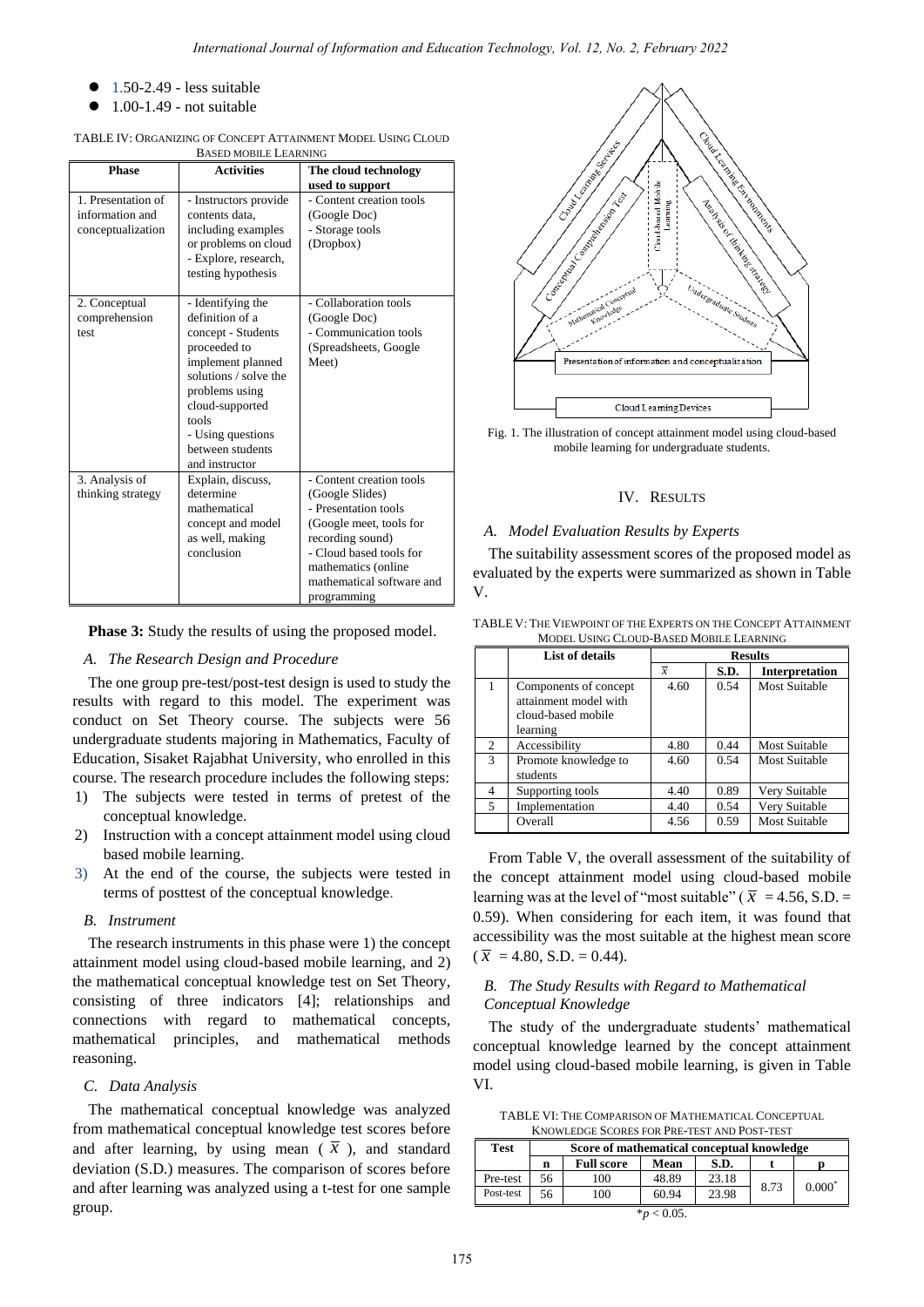- 1.50-2.49 - less suitable
- 1.00-1.49 - not suitable

TABLE IV: ORGANIZING OF CONCEPT ATTAINMENT MODEL USING CLOUD BASED MOBILE LEARNING

| Phase | Activities | The cloud technology used to support |
|---|---|---|
| 1. Presentation of information and conceptualization | - Instructors provide contents data, including examples or problems on cloud<br>- Explore, research, testing hypothesis | - Content creation tools (Google Doc)<br>- Storage tools (Dropbox) |
| 2. Conceptual comprehension test | - Identifying the definition of a concept - Students proceeded to implement planned solutions / solve the problems using cloud-supported tools<br>- Using questions between students and instructor | - Collaboration tools (Google Doc)<br>- Communication tools (Spreadsheets, Google Meet) |
| 3. Analysis of thinking strategy | Explain, discuss, determine mathematical concept and model as well, making conclusion | - Content creation tools (Google Slides)<br>- Presentation tools (Google meet, tools for recording sound)<br>- Cloud based tools for mathematics (online mathematical software and programming |

**Phase 3:** Study the results of using the proposed model.

### A. The Research Design and Procedure

The one group pre-test/post-test design is used to study the results with regard to this model. The experiment was conduct on Set Theory course. The subjects were 56 undergraduate students majoring in Mathematics, Faculty of Education, Sisaket Rajabhat University, who enrolled in this course. The research procedure includes the following steps:

1) The subjects were tested in terms of pretest of the conceptual knowledge.
2) Instruction with a concept attainment model using cloud based mobile learning.
3) At the end of the course, the subjects were tested in terms of posttest of the conceptual knowledge.

### B. Instrument

The research instruments in this phase were 1) the concept attainment model using cloud-based mobile learning, and 2) the mathematical conceptual knowledge test on Set Theory, consisting of three indicators [4]; relationships and connections with regard to mathematical concepts, mathematical principles, and mathematical methods reasoning.

### C. Data Analysis

The mathematical conceptual knowledge was analyzed from mathematical conceptual knowledge test scores before and after learning, by using mean ( $\overline{X}$ ), and standard deviation (S.D.) measures. The comparison of scores before and after learning was analyzed using a t-test for one sample group.

Fig. 1. The illustration of concept attainment model using cloud-based mobile learning for undergraduate students.

## IV. RESULTS

### A. Model Evaluation Results by Experts

The suitability assessment scores of the proposed model as evaluated by the experts were summarized as shown in Table V.

TABLE V: THE VIEWPOINT OF THE EXPERTS ON THE CONCEPT ATTAINMENT MODEL USING CLOUD-BASED MOBILE LEARNING

| | List of details | Results | | |
|---|---|---|---|---|
| | | $\overline{x}$ | S.D. | Interpretation |
| 1 | Components of concept attainment model with cloud-based mobile learning | 4.60 | 0.54 | Most Suitable |
| 2 | Accessibility | 4.80 | 0.44 | Most Suitable |
| 3 | Promote knowledge to students | 4.60 | 0.54 | Most Suitable |
| 4 | Supporting tools | 4.40 | 0.89 | Very Suitable |
| 5 | Implementation | 4.40 | 0.54 | Very Suitable |
| | Overall | 4.56 | 0.59 | Most Suitable |

From Table V, the overall assessment of the suitability of the concept attainment model using cloud-based mobile learning was at the level of "most suitable" ( $\overline{X}$ = 4.56, S.D. = 0.59). When considering for each item, it was found that accessibility was the most suitable at the highest mean score ( $\overline{X}$ = 4.80, S.D. = 0.44).

### B. The Study Results with Regard to Mathematical Conceptual Knowledge

The study of the undergraduate students' mathematical conceptual knowledge learned by the concept attainment model using cloud-based mobile learning, is given in Table VI.

TABLE VI: THE COMPARISON OF MATHEMATICAL CONCEPTUAL KNOWLEDGE SCORES FOR PRE-TEST AND POST-TEST

| Test | Score of mathematical conceptual knowledge | | | | | |
|---|---|---|---|---|---|---|
| | n | Full score | Mean | S.D. | t | p |
| Pre-test | 56 | 100 | 48.89 | 23.18 | 8.73 | 0.000* |
| Post-test | 56 | 100 | 60.94 | 23.98 | | |

\*$p < 0.05$.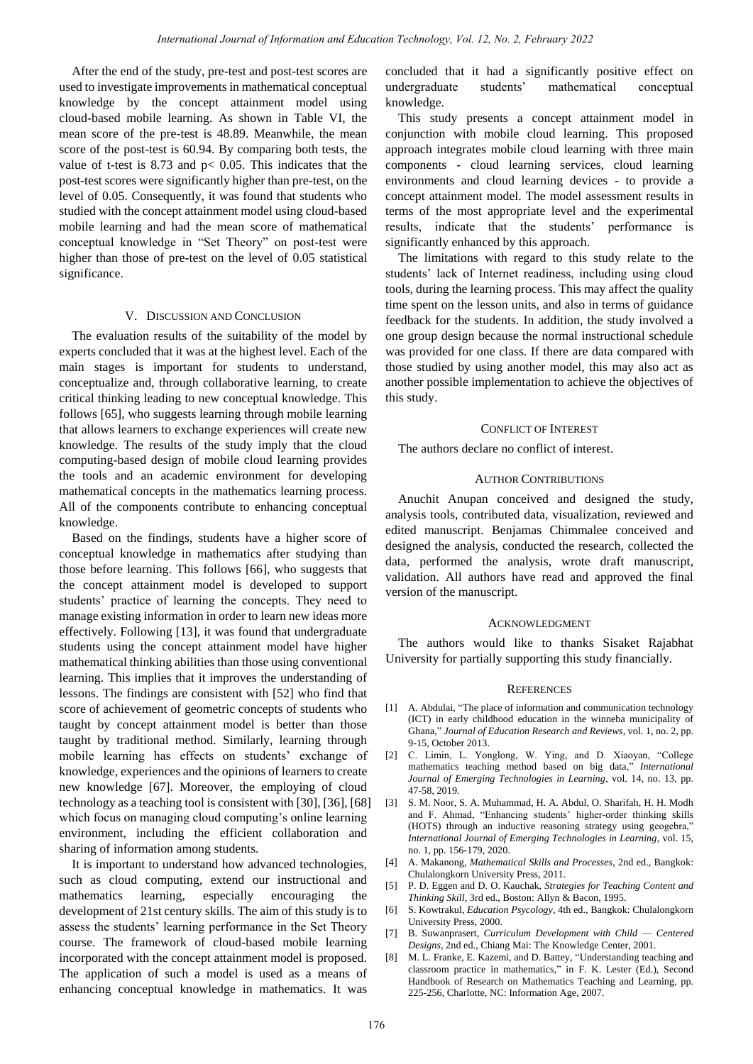After the end of the study, pre-test and post-test scores are used to investigate improvements in mathematical conceptual knowledge by the concept attainment model using cloud-based mobile learning. As shown in Table VI, the mean score of the pre-test is 48.89. Meanwhile, the mean score of the post-test is 60.94. By comparing both tests, the value of t-test is 8.73 and $p < 0.05$. This indicates that the post-test scores were significantly higher than pre-test, on the level of 0.05. Consequently, it was found that students who studied with the concept attainment model using cloud-based mobile learning and had the mean score of mathematical conceptual knowledge in "Set Theory" on post-test were higher than those of pre-test on the level of 0.05 statistical significance.

## V. Discussion and Conclusion

The evaluation results of the suitability of the model by experts concluded that it was at the highest level. Each of the main stages is important for students to understand, conceptualize and, through collaborative learning, to create critical thinking leading to new conceptual knowledge. This follows [65], who suggests learning through mobile learning that allows learners to exchange experiences will create new knowledge. The results of the study imply that the cloud computing-based design of mobile cloud learning provides the tools and an academic environment for developing mathematical concepts in the mathematics learning process. All of the components contribute to enhancing conceptual knowledge.

Based on the findings, students have a higher score of conceptual knowledge in mathematics after studying than those before learning. This follows [66], who suggests that the concept attainment model is developed to support students' practice of learning the concepts. They need to manage existing information in order to learn new ideas more effectively. Following [13], it was found that undergraduate students using the concept attainment model have higher mathematical thinking abilities than those using conventional learning. This implies that it improves the understanding of lessons. The findings are consistent with [52] who find that score of achievement of geometric concepts of students who taught by concept attainment model is better than those taught by traditional method. Similarly, learning through mobile learning has effects on students' exchange of knowledge, experiences and the opinions of learners to create new knowledge [67]. Moreover, the employing of cloud technology as a teaching tool is consistent with [30], [36], [68] which focus on managing cloud computing's online learning environment, including the efficient collaboration and sharing of information among students.

It is important to understand how advanced technologies, such as cloud computing, extend our instructional and mathematics learning, especially encouraging the development of 21st century skills. The aim of this study is to assess the students' learning performance in the Set Theory course. The framework of cloud-based mobile learning incorporated with the concept attainment model is proposed. The application of such a model is used as a means of enhancing conceptual knowledge in mathematics. It was concluded that it had a significantly positive effect on undergraduate students' mathematical conceptual knowledge.

This study presents a concept attainment model in conjunction with mobile cloud learning. This proposed approach integrates mobile cloud learning with three main components - cloud learning services, cloud learning environments and cloud learning devices - to provide a concept attainment model. The model assessment results in terms of the most appropriate level and the experimental results, indicate that the students' performance is significantly enhanced by this approach.

The limitations with regard to this study relate to the students' lack of Internet readiness, including using cloud tools, during the learning process. This may affect the quality time spent on the lesson units, and also in terms of guidance feedback for the students. In addition, the study involved a one group design because the normal instructional schedule was provided for one class. If there are data compared with those studied by using another model, this may also act as another possible implementation to achieve the objectives of this study.

## Conflict of Interest

The authors declare no conflict of interest.

## Author Contributions

Anuchit Anupan conceived and designed the study, analysis tools, contributed data, visualization, reviewed and edited manuscript. Benjamas Chimmalee conceived and designed the analysis, conducted the research, collected the data, performed the analysis, wrote draft manuscript, validation. All authors have read and approved the final version of the manuscript.

## Acknowledgment

The authors would like to thanks Sisaket Rajabhat University for partially supporting this study financially.

## References

[1] A. Abdulai, "The place of information and communication technology (ICT) in early childhood education in the winneba municipality of Ghana," *Journal of Education Research and Reviews*, vol. 1, no. 2, pp. 9-15, October 2013.

[2] C. Limin, L. Yonglong, W. Ying, and D. Xiaoyan, "College mathematics teaching method based on big data," *International Journal of Emerging Technologies in Learning*, vol. 14, no. 13, pp. 47-58, 2019.

[3] S. M. Noor, S. A. Muhammad, H. A. Abdul, O. Sharifah, H. H. Modh and F. Ahmad, "Enhancing students' higher-order thinking skills (HOTS) through an inductive reasoning strategy using geogebra," *International Journal of Emerging Technologies in Learning*, vol. 15, no. 1, pp. 156-179, 2020.

[4] A. Makanong, *Mathematical Skills and Processes*, 2nd ed., Bangkok: Chulalongkorn University Press, 2011.

[5] P. D. Eggen and D. O. Kauchak, *Strategies for Teaching Content and Thinking Skill*, 3rd ed., Boston: Allyn & Bacon, 1995.

[6] S. Kowtrakul, *Education Psycology*, 4th ed., Bangkok: Chulalongkorn University Press, 2000.

[7] B. Suwanprasert, *Curriculum Development with Child — Centered Designs*, 2nd ed., Chiang Mai: The Knowledge Center, 2001.

[8] M. L. Franke, E. Kazemi, and D. Battey, "Understanding teaching and classroom practice in mathematics," in F. K. Lester (Ed.), Second Handbook of Research on Mathematics Teaching and Learning, pp. 225-256, Charlotte, NC: Information Age, 2007.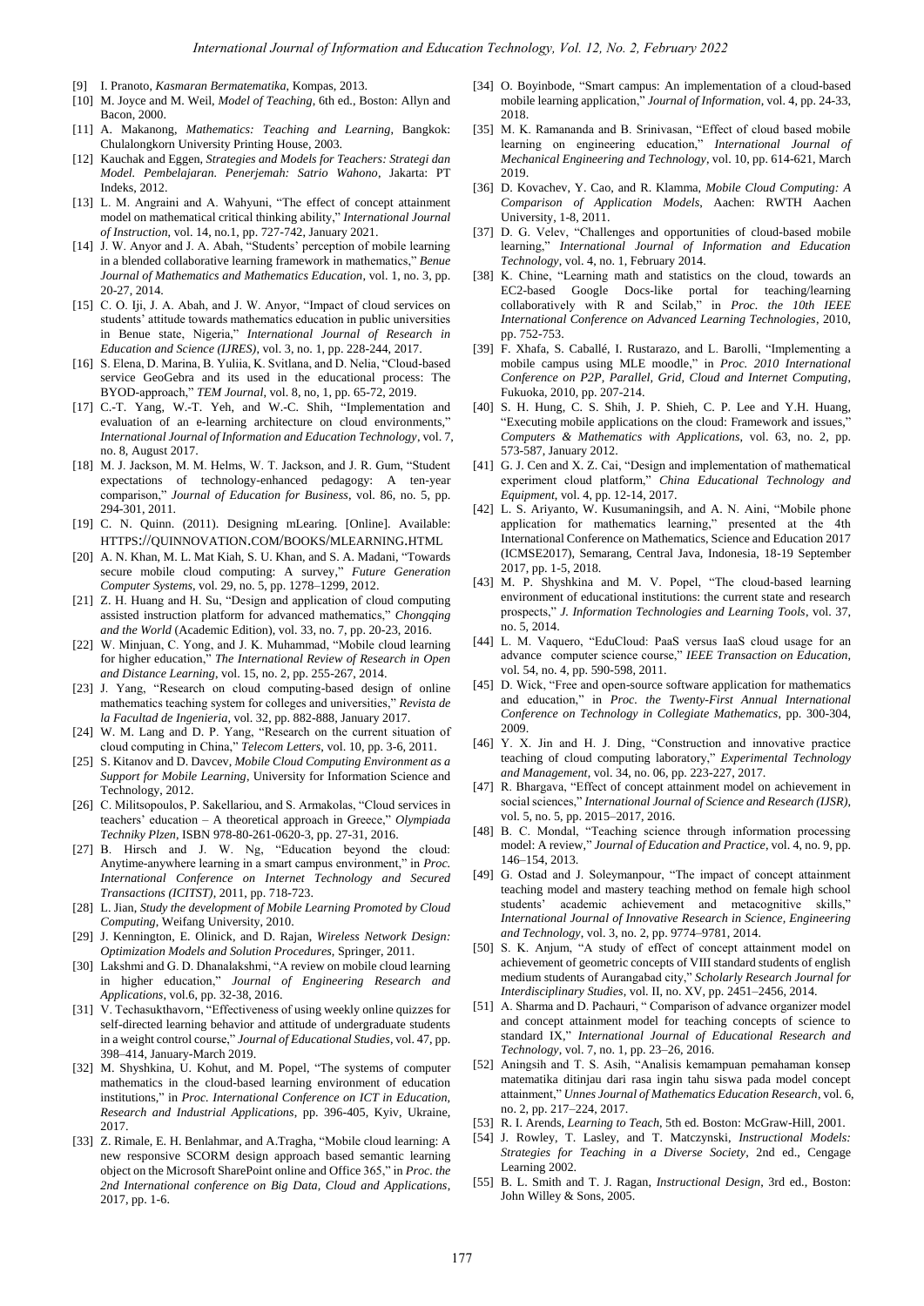[9] I. Pranoto, *Kasmaran Bermatematika*, Kompas, 2013.

[10] M. Joyce and M. Weil, *Model of Teaching*, 6th ed., Boston: Allyn and Bacon, 2000.

[11] A. Makanong, *Mathematics: Teaching and Learning*, Bangkok: Chulalongkorn University Printing House, 2003.

[12] Kauchak and Eggen, *Strategies and Models for Teachers: Strategi dan Model. Pembelajaran. Penerjemah: Satrio Wahono*, Jakarta: PT Indeks, 2012.

[13] L. M. Angraini and A. Wahyuni, "The effect of concept attainment model on mathematical critical thinking ability," *International Journal of Instruction*, vol. 14, no.1, pp. 727-742, January 2021.

[14] J. W. Anyor and J. A. Abah, "Students' perception of mobile learning in a blended collaborative learning framework in mathematics," *Benue Journal of Mathematics and Mathematics Education*, vol. 1, no. 3, pp. 20-27, 2014.

[15] C. O. Iji, J. A. Abah, and J. W. Anyor, "Impact of cloud services on students' attitude towards mathematics education in public universities in Benue state, Nigeria," *International Journal of Research in Education and Science (IJRES)*, vol. 3, no. 1, pp. 228-244, 2017.

[16] S. Elena, D. Marina, B. Yuliia, K. Svitlana, and D. Nelia, "Cloud-based service GeoGebra and its used in the educational process: The BYOD-approach," *TEM Journal*, vol. 8, no, 1, pp. 65-72, 2019.

[17] C.-T. Yang, W.-T. Yeh, and W.-C. Shih, "Implementation and evaluation of an e-learning architecture on cloud environments," *International Journal of Information and Education Technology*, vol. 7, no. 8, August 2017.

[18] M. J. Jackson, M. M. Helms, W. T. Jackson, and J. R. Gum, "Student expectations of technology-enhanced pedagogy: A ten-year comparison," *Journal of Education for Business*, vol. 86, no. 5, pp. 294-301, 2011.

[19] C. N. Quinn. (2011). Designing mLearing. [Online]. Available: HTTPS://QUINNOVATION.COM/BOOKS/MLEARNING.HTML

[20] A. N. Khan, M. L. Mat Kiah, S. U. Khan, and S. A. Madani, "Towards secure mobile cloud computing: A survey," *Future Generation Computer Systems*, vol. 29, no. 5, pp. 1278–1299, 2012.

[21] Z. H. Huang and H. Su, "Design and application of cloud computing assisted instruction platform for advanced mathematics," *Chongqing and the World* (Academic Edition), vol. 33, no. 7, pp. 20-23, 2016.

[22] W. Minjuan, C. Yong, and J. K. Muhammad, "Mobile cloud learning for higher education," *The International Review of Research in Open and Distance Learning*, vol. 15, no. 2, pp. 255-267, 2014.

[23] J. Yang, "Research on cloud computing-based design of online mathematics teaching system for colleges and universities," *Revista de la Facultad de Ingenieria*, vol. 32, pp. 882-888, January 2017.

[24] W. M. Lang and D. P. Yang, "Research on the current situation of cloud computing in China," *Telecom Letters*, vol. 10, pp. 3-6, 2011.

[25] S. Kitanov and D. Davcev, *Mobile Cloud Computing Environment as a Support for Mobile Learning*, University for Information Science and Technology, 2012.

[26] C. Militsopoulos, P. Sakellariou, and S. Armakolas, "Cloud services in teachers' education – A theoretical approach in Greece," *Olympiada Techniky Plzen*, ISBN 978-80-261-0620-3, pp. 27-31, 2016.

[27] B. Hirsch and J. W. Ng, "Education beyond the cloud: Anytime-anywhere learning in a smart campus environment," in *Proc. International Conference on Internet Technology and Secured Transactions (ICITST)*, 2011, pp. 718-723.

[28] L. Jian, *Study the development of Mobile Learning Promoted by Cloud Computing*, Weifang University, 2010.

[29] J. Kennington, E. Olinick, and D. Rajan, *Wireless Network Design: Optimization Models and Solution Procedures*, Springer, 2011.

[30] Lakshmi and G. D. Dhanalakshmi, "A review on mobile cloud learning in higher education," *Journal of Engineering Research and Applications*, vol.6, pp. 32-38, 2016.

[31] V. Techasukthavorn, "Effectiveness of using weekly online quizzes for self-directed learning behavior and attitude of undergraduate students in a weight control course," *Journal of Educational Studies*, vol. 47, pp. 398–414, January-March 2019.

[32] M. Shyshkina, U. Kohut, and M. Popel, "The systems of computer mathematics in the cloud-based learning environment of education institutions," in *Proc. International Conference on ICT in Education, Research and Industrial Applications*, pp. 396-405, Kyiv, Ukraine, 2017.

[33] Z. Rimale, E. H. Benlahmar, and A.Tragha, "Mobile cloud learning: A new responsive SCORM design approach based semantic learning object on the Microsoft SharePoint online and Office 365," in *Proc. the 2nd International conference on Big Data, Cloud and Applications*, 2017, pp. 1-6.

[34] O. Boyinbode, "Smart campus: An implementation of a cloud-based mobile learning application," *Journal of Information*, vol. 4, pp. 24-33, 2018.

[35] M. K. Ramananda and B. Srinivasan, "Effect of cloud based mobile learning on engineering education," *International Journal of Mechanical Engineering and Technology*, vol. 10, pp. 614-621, March 2019.

[36] D. Kovachev, Y. Cao, and R. Klamma, *Mobile Cloud Computing: A Comparison of Application Models*, Aachen: RWTH Aachen University, 1-8, 2011.

[37] D. G. Velev, "Challenges and opportunities of cloud-based mobile learning," *International Journal of Information and Education Technology*, vol. 4, no. 1, February 2014.

[38] K. Chine, "Learning math and statistics on the cloud, towards an EC2-based Google Docs-like portal for teaching/learning collaboratively with R and Scilab," in *Proc. the 10th IEEE International Conference on Advanced Learning Technologies*, 2010, pp. 752-753.

[39] F. Xhafa, S. Caballé, I. Rustarazo, and L. Barolli, "Implementing a mobile campus using MLE moodle," in *Proc. 2010 International Conference on P2P, Parallel, Grid, Cloud and Internet Computing*, Fukuoka, 2010, pp. 207-214.

[40] S. H. Hung, C. S. Shih, J. P. Shieh, C. P. Lee and Y.H. Huang, "Executing mobile applications on the cloud: Framework and issues," *Computers & Mathematics with Applications*, vol. 63, no. 2, pp. 573-587, January 2012.

[41] G. J. Cen and X. Z. Cai, "Design and implementation of mathematical experiment cloud platform," *China Educational Technology and Equipment*, vol. 4, pp. 12-14, 2017.

[42] L. S. Ariyanto, W. Kusumaningsih, and A. N. Aini, "Mobile phone application for mathematics learning," presented at the 4th International Conference on Mathematics, Science and Education 2017 (ICMSE2017), Semarang, Central Java, Indonesia, 18-19 September 2017, pp. 1-5, 2018.

[43] M. P. Shyshkina and M. V. Popel, "The cloud-based learning environment of educational institutions: the current state and research prospects," *J. Information Technologies and Learning Tools*, vol. 37, no. 5, 2014.

[44] L. M. Vaquero, "EduCloud: PaaS versus IaaS cloud usage for an advance computer science course," *IEEE Transaction on Education*, vol. 54, no. 4, pp. 590-598, 2011.

[45] D. Wick, "Free and open-source software application for mathematics and education," in *Proc. the Twenty-First Annual International Conference on Technology in Collegiate Mathematics*, pp. 300-304, 2009.

[46] Y. X. Jin and H. J. Ding, "Construction and innovative practice teaching of cloud computing laboratory," *Experimental Technology and Management*, vol. 34, no. 06, pp. 223-227, 2017.

[47] R. Bhargava, "Effect of concept attainment model on achievement in social sciences," *International Journal of Science and Research (IJSR)*, vol. 5, no. 5, pp. 2015–2017, 2016.

[48] B. C. Mondal, "Teaching science through information processing model: A review," *Journal of Education and Practice*, vol. 4, no. 9, pp. 146–154, 2013.

[49] G. Ostad and J. Soleymanpour, "The impact of concept attainment teaching model and mastery teaching method on female high school students' academic achievement and metacognitive skills," *International Journal of Innovative Research in Science, Engineering and Technology*, vol. 3, no. 2, pp. 9774–9781, 2014.

[50] S. K. Anjum, "A study of effect of concept attainment model on achievement of geometric concepts of VIII standard students of english medium students of Aurangabad city," *Scholarly Research Journal for Interdisciplinary Studies*, vol. II, no. XV, pp. 2451–2456, 2014.

[51] A. Sharma and D. Pachauri, " Comparison of advance organizer model and concept attainment model for teaching concepts of science to standard IX," *International Journal of Educational Research and Technology*, vol. 7, no. 1, pp. 23–26, 2016.

[52] Aningsih and T. S. Asih, "Analisis kemampuan pemahaman konsep matematika ditinjau dari rasa ingin tahu siswa pada model concept attainment," *Unnes Journal of Mathematics Education Research*, vol. 6, no. 2, pp. 217–224, 2017.

[53] R. I. Arends, *Learning to Teach*, 5th ed. Boston: McGraw-Hill, 2001.

[54] J. Rowley, T. Lasley, and T. Matczynski, *Instructional Models: Strategies for Teaching in a Diverse Society*, 2nd ed., Cengage Learning 2002.

[55] B. L. Smith and T. J. Ragan, *Instructional Design*, 3rd ed., Boston: John Willey & Sons, 2005.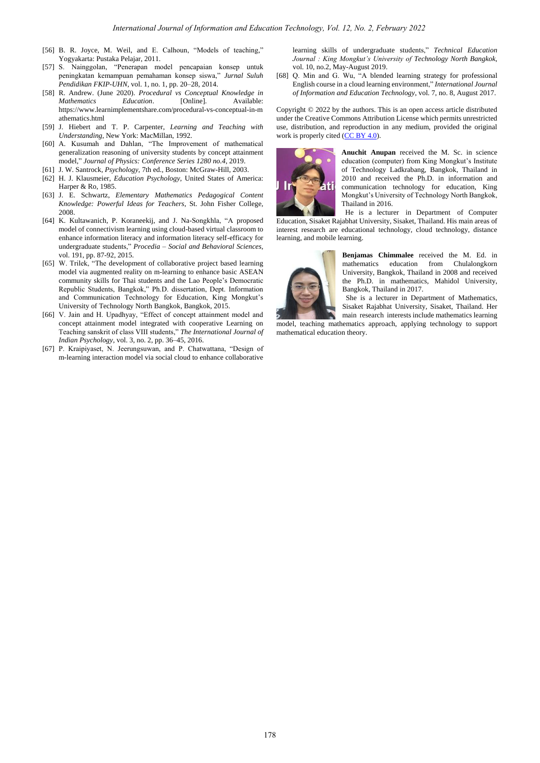[56] B. R. Joyce, M. Weil, and E. Calhoun, "Models of teaching," Yogyakarta: Pustaka Pelajar, 2011.

[57] S. Nainggolan, "Penerapan model pencapaian konsep untuk peningkatan kemampuan pemahaman konsep siswa," *Jurnal Suluh Pendidikan FKIP-UHN*, vol. 1, no. 1, pp. 20–28, 2014.

[58] R. Andrew. (June 2020). *Procedural vs Conceptual Knowledge in Mathematics Education*. [Online]. Available: https://www.learnimplementshare.com/procedural-vs-conceptual-in-mathematics.html

[59] J. Hiebert and T. P. Carpenter, *Learning and Teaching with Understanding*, New York: MacMillan, 1992.

[60] A. Kusumah and Dahlan, "The Improvement of mathematical generalization reasoning of university students by concept attainment model," *Journal of Physics: Conference Series 1280 no.4*, 2019.

[61] J. W. Santrock, *Psychology*, 7th ed., Boston: McGraw-Hill, 2003.

[62] H. J. Klausmeier, *Education Psychology*, United States of America: Harper & Ro, 1985.

[63] J. E. Schwartz, *Elementary Mathematics Pedagogical Content Knowledge: Powerful Ideas for Teachers*, St. John Fisher College, 2008.

[64] K. Kultawanich, P. Koraneekij, and J. Na-Songkhla, "A proposed model of connectivism learning using cloud-based virtual classroom to enhance information literacy and information literacy self-efficacy for undergraduate students," *Procedia – Social and Behavioral Sciences*, vol. 191, pp. 87-92, 2015.

[65] W. Trilek, "The development of collaborative project based learning model via augmented reality on m-learning to enhance basic ASEAN community skills for Thai students and the Lao People's Democratic Republic Students, Bangkok," Ph.D. dissertation, Dept. Information and Communication Technology for Education, King Mongkut's University of Technology North Bangkok, Bangkok, 2015.

[66] V. Jain and H. Upadhyay, "Effect of concept attainment model and concept attainment model integrated with cooperative Learning on Teaching sanskrit of class VIII students," *The International Journal of Indian Psychology*, vol. 3, no. 2, pp. 36–45, 2016.

[67] P. Kraipiyaset, N. Jeerungsuwan, and P. Chatwattana, "Design of m-learning interaction model via social cloud to enhance collaborative learning skills of undergraduate students," *Technical Education Journal : King Mongkut's University of Technology North Bangkok*, vol. 10, no.2, May-August 2019.

[68] Q. Min and G. Wu, "A blended learning strategy for professional English course in a cloud learning environment," *International Journal of Information and Education Technology*, vol. 7, no. 8, August 2017.

Copyright © 2022 by the authors. This is an open access article distributed under the Creative Commons Attribution License which permits unrestricted use, distribution, and reproduction in any medium, provided the original work is properly cited (CC BY 4.0).

**Anuchit Anupan** received the M. Sc. in science education (computer) from King Mongkut's Institute of Technology Ladkrabang, Bangkok, Thailand in 2010 and received the Ph.D. in information and communication technology for education, King Mongkut's University of Technology North Bangkok, Thailand in 2016.

He is a lecturer in Department of Computer Education, Sisaket Rajabhat University, Sisaket, Thailand. His main areas of interest research are educational technology, cloud technology, distance learning, and mobile learning.

**Benjamas Chimmalee** received the M. Ed. in mathematics education from Chulalongkorn University, Bangkok, Thailand in 2008 and received the Ph.D. in mathematics, Mahidol University, Bangkok, Thailand in 2017.

She is a lecturer in Department of Mathematics, Sisaket Rajabhat University, Sisaket, Thailand. Her main research interests include mathematics learning model, teaching mathematics approach, applying technology to support mathematical education theory.